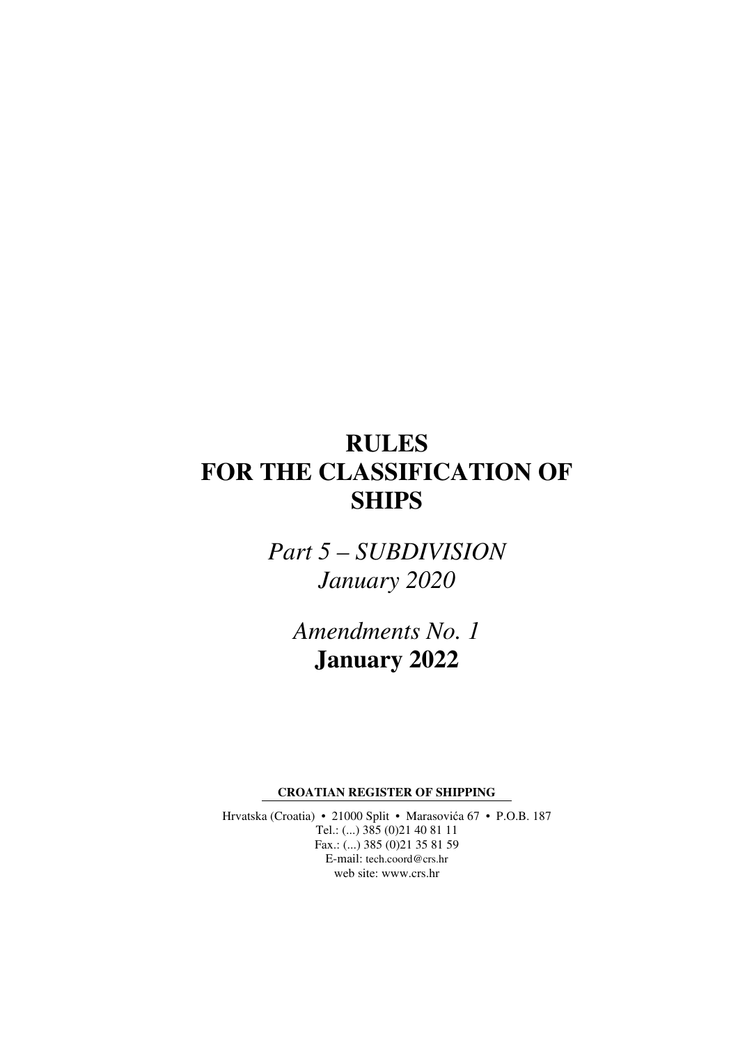# RULES FOR THE CLASSIFICATION OF SHIPS

*Part 5 – SUBDIVISION*
*January 2020*

*Amendments No. 1*
**January 2022**

**CROATIAN REGISTER OF SHIPPING**

Hrvatska (Croatia) • 21000 Split • Marasovića 67 • P.O.B. 187
Tel.: (...) 385 (0)21 40 81 11
Fax.: (...) 385 (0)21 35 81 59
E-mail: tech.coord@crs.hr
web site: www.crs.hr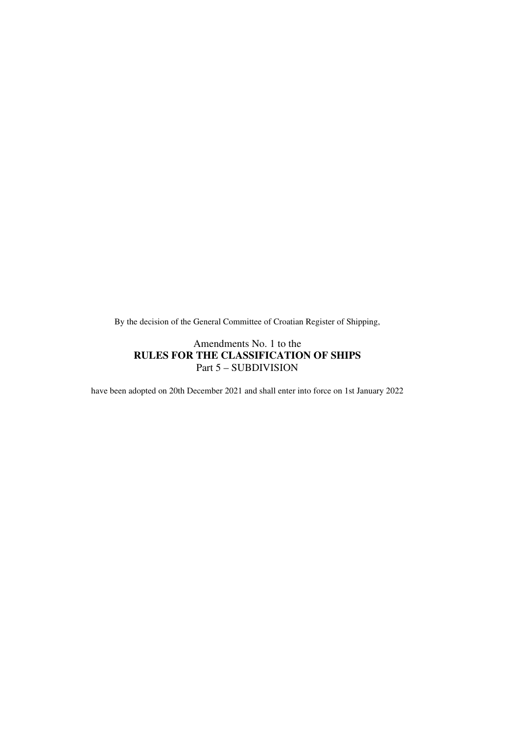By the decision of the General Committee of Croatian Register of Shipping,

Amendments No. 1 to the

**RULES FOR THE CLASSIFICATION OF SHIPS**

Part 5 – SUBDIVISION

have been adopted on 20th December 2021 and shall enter into force on 1st January 2022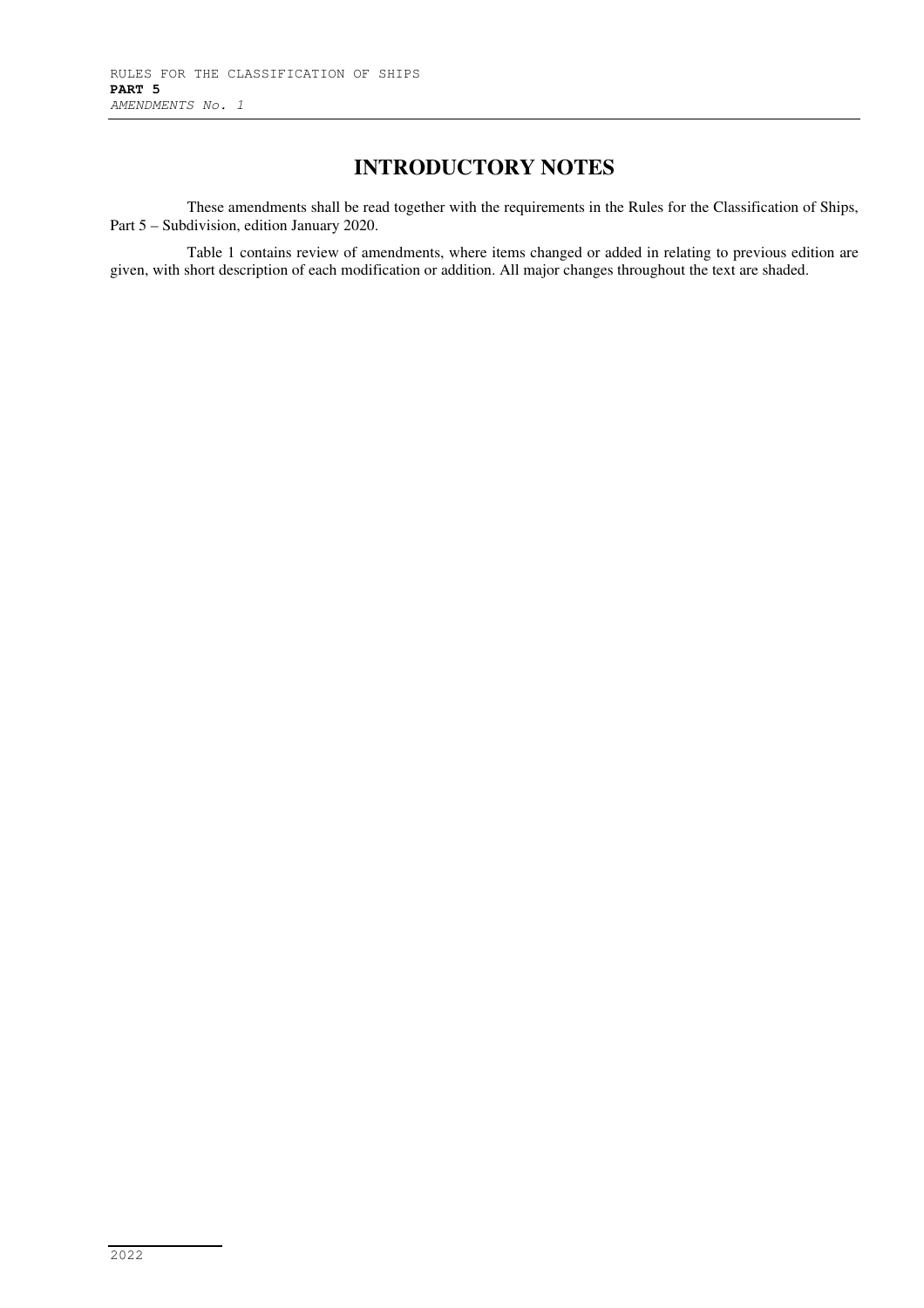# INTRODUCTORY NOTES

These amendments shall be read together with the requirements in the Rules for the Classification of Ships, Part 5 – Subdivision, edition January 2020.

Table 1 contains review of amendments, where items changed or added in relating to previous edition are given, with short description of each modification or addition. All major changes throughout the text are shaded.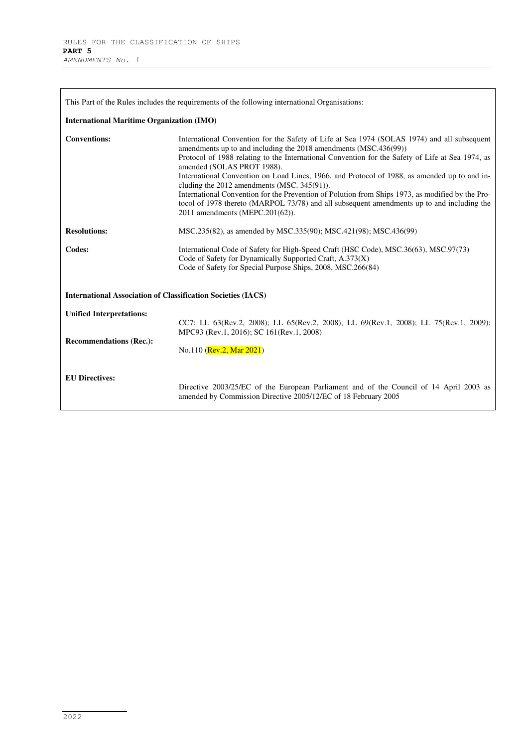This Part of the Rules includes the requirements of the following international Organisations:

**International Maritime Organization (IMO)**

| | |
|---|---|
| **Conventions:** | International Convention for the Safety of Life at Sea 1974 (SOLAS 1974) and all subsequent amendments up to and including the 2018 amendments (MSC.436(99)) Protocol of 1988 relating to the International Convention for the Safety of Life at Sea 1974, as amended (SOLAS PROT 1988). International Convention on Load Lines, 1966, and Protocol of 1988, as amended up to and including the 2012 amendments (MSC. 345(91)). International Convention for the Prevention of Polution from Ships 1973, as modified by the Protocol of 1978 thereto (MARPOL 73/78) and all subsequent amendments up to and including the 2011 amendments (MEPC.201(62)). |
| **Resolutions:** | MSC.235(82), as amended by MSC.335(90); MSC.421(98); MSC.436(99) |
| **Codes:** | International Code of Safety for High-Speed Craft (HSC Code), MSC.36(63), MSC.97(73) Code of Safety for Dynamically Supported Craft, A.373(X) Code of Safety for Special Purpose Ships, 2008, MSC.266(84) |

**International Association of Classification Societies (IACS)**

| | |
|---|---|
| **Unified Interpretations:** | CC7; LL 63(Rev.2, 2008); LL 65(Rev.2, 2008); LL 69(Rev.1, 2008); LL 75(Rev.1, 2009); MPC93 (Rev.1, 2016); SC 161(Rev.1, 2008) |
| **Recommendations (Rec.):** | No.110 (Rev.2, Mar 2021) |

| | |
|---|---|
| **EU Directives:** | Directive 2003/25/EC of the European Parliament and of the Council of 14 April 2003 as amended by Commission Directive 2005/12/EC of 18 February 2005 |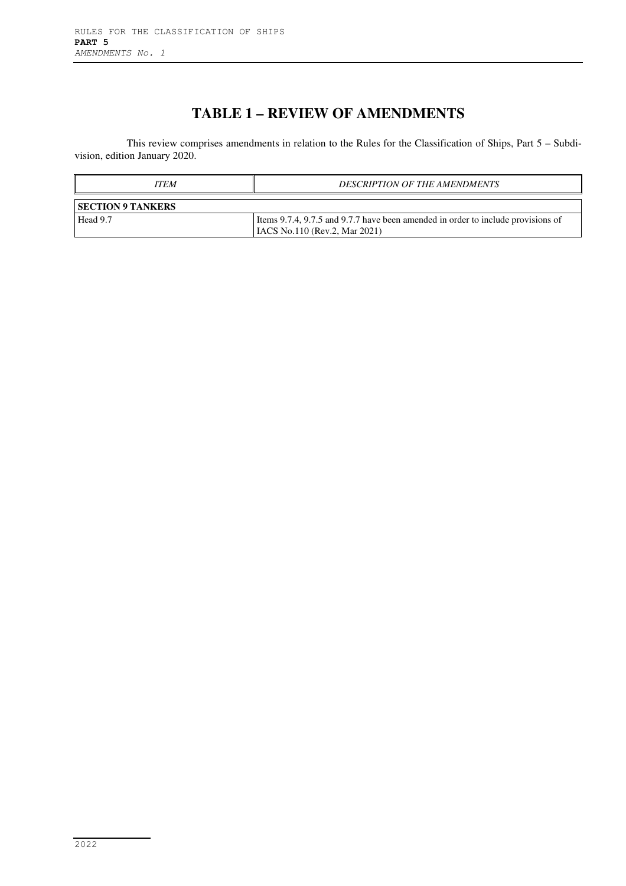# TABLE 1 – REVIEW OF AMENDMENTS

This review comprises amendments in relation to the Rules for the Classification of Ships, Part 5 – Subdivision, edition January 2020.

| *ITEM* | *DESCRIPTION OF THE AMENDMENTS* |
|---|---|
| **SECTION 9 TANKERS** | |
| Head 9.7 | Items 9.7.4, 9.7.5 and 9.7.7 have been amended in order to include provisions of IACS No.110 (Rev.2, Mar 2021) |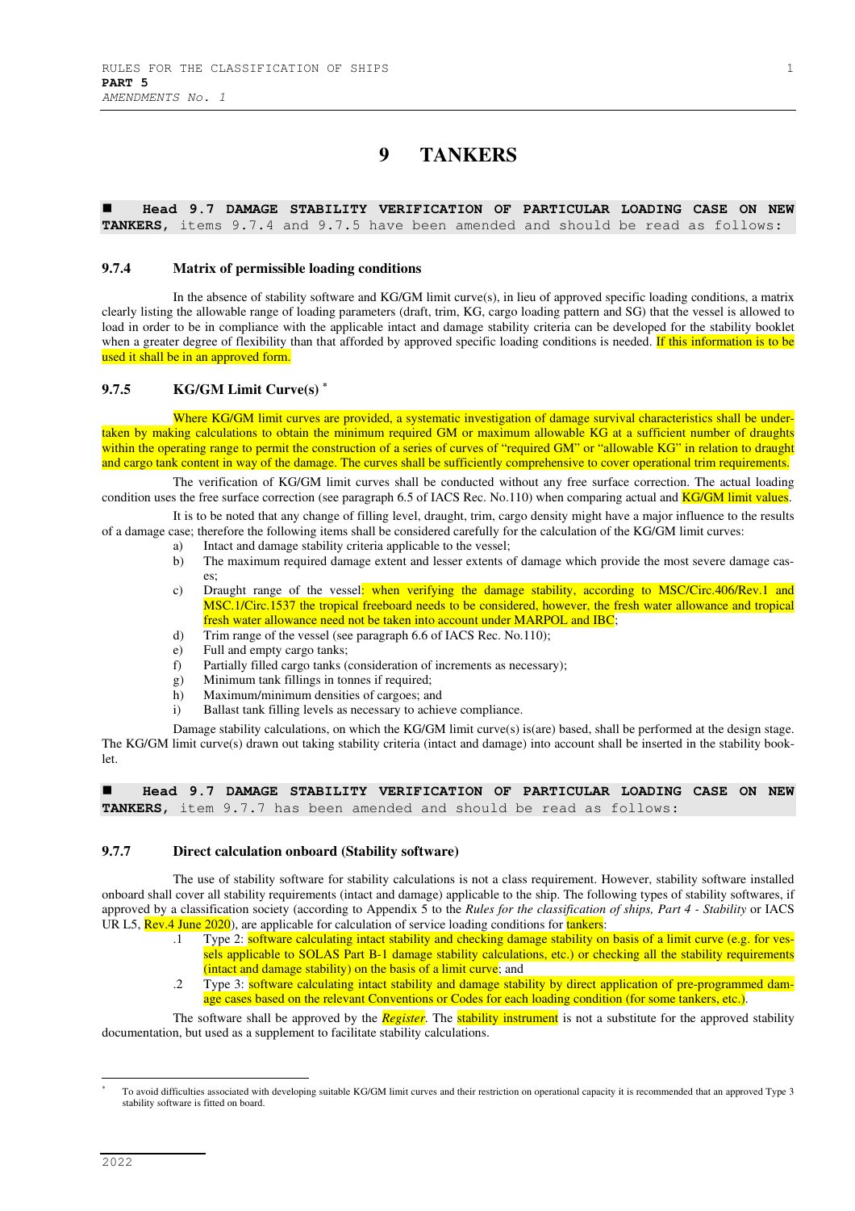// 9 TANKERS

■ **Head 9.7 DAMAGE STABILITY VERIFICATION OF PARTICULAR LOADING CASE ON NEW TANKERS,** items 9.7.4 and 9.7.5 have been amended and should be read as follows:

### 9.7.4 Matrix of permissible loading conditions

In the absence of stability software and KG/GM limit curve(s), in lieu of approved specific loading conditions, a matrix clearly listing the allowable range of loading parameters (draft, trim, KG, cargo loading pattern and SG) that the vessel is allowed to load in order to be in compliance with the applicable intact and damage stability criteria can be developed for the stability booklet when a greater degree of flexibility than that afforded by approved specific loading conditions is needed. If this information is to be used it shall be in an approved form.

### 9.7.5 KG/GM Limit Curve(s) *

Where KG/GM limit curves are provided, a systematic investigation of damage survival characteristics shall be undertaken by making calculations to obtain the minimum required GM or maximum allowable KG at a sufficient number of draughts within the operating range to permit the construction of a series of curves of "required GM" or "allowable KG" in relation to draught and cargo tank content in way of the damage. The curves shall be sufficiently comprehensive to cover operational trim requirements.

The verification of KG/GM limit curves shall be conducted without any free surface correction. The actual loading condition uses the free surface correction (see paragraph 6.5 of IACS Rec. No.110) when comparing actual and KG/GM limit values.

It is to be noted that any change of filling level, draught, trim, cargo density might have a major influence to the results of a damage case; therefore the following items shall be considered carefully for the calculation of the KG/GM limit curves:

a) Intact and damage stability criteria applicable to the vessel;
b) The maximum required damage extent and lesser extents of damage which provide the most severe damage cases;
c) Draught range of the vessel: when verifying the damage stability, according to MSC/Circ.406/Rev.1 and MSC.1/Circ.1537 the tropical freeboard needs to be considered, however, the fresh water allowance and tropical fresh water allowance need not be taken into account under MARPOL and IBC;
d) Trim range of the vessel (see paragraph 6.6 of IACS Rec. No.110);
e) Full and empty cargo tanks;
f) Partially filled cargo tanks (consideration of increments as necessary);
g) Minimum tank fillings in tonnes if required;
h) Maximum/minimum densities of cargoes; and
i) Ballast tank filling levels as necessary to achieve compliance.

Damage stability calculations, on which the KG/GM limit curve(s) is(are) based, shall be performed at the design stage. The KG/GM limit curve(s) drawn out taking stability criteria (intact and damage) into account shall be inserted in the stability booklet.

■ **Head 9.7 DAMAGE STABILITY VERIFICATION OF PARTICULAR LOADING CASE ON NEW TANKERS,** item 9.7.7 has been amended and should be read as follows:

### 9.7.7 Direct calculation onboard (Stability software)

The use of stability software for stability calculations is not a class requirement. However, stability software installed onboard shall cover all stability requirements (intact and damage) applicable to the ship. The following types of stability softwares, if approved by a classification society (according to Appendix 5 to the *Rules for the classification of ships, Part 4 - Stability* or IACS UR L5, Rev.4 June 2020), are applicable for calculation of service loading conditions for tankers:

.1 Type 2: software calculating intact stability and checking damage stability on basis of a limit curve (e.g. for vessels applicable to SOLAS Part B-1 damage stability calculations, etc.) or checking all the stability requirements (intact and damage stability) on the basis of a limit curve; and

.2 Type 3: software calculating intact stability and damage stability by direct application of pre-programmed damage cases based on the relevant Conventions or Codes for each loading condition (for some tankers, etc.).

The software shall be approved by the ***Register***. The stability instrument is not a substitute for the approved stability documentation, but used as a supplement to facilitate stability calculations.

---

* To avoid difficulties associated with developing suitable KG/GM limit curves and their restriction on operational capacity it is recommended that an approved Type 3 stability software is fitted on board.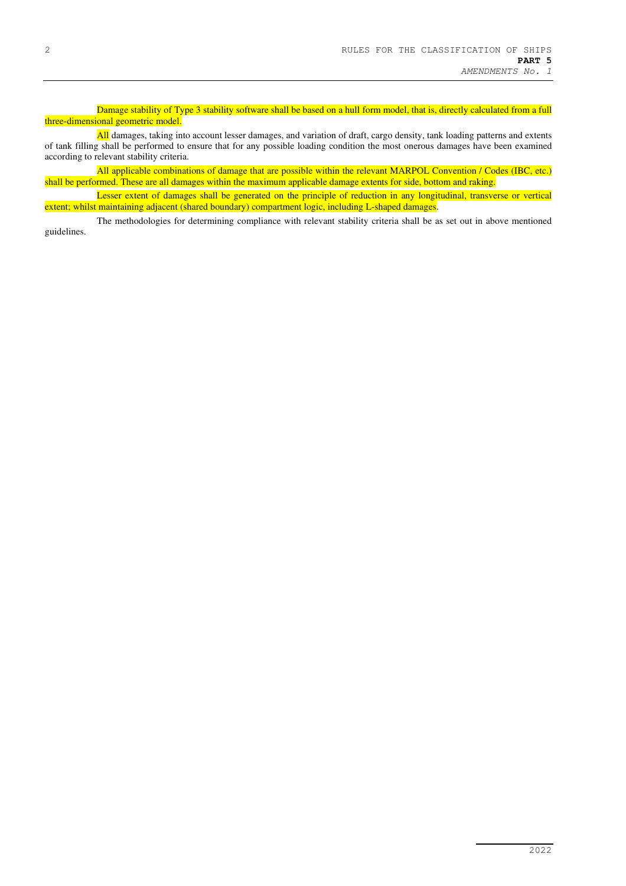Damage stability of Type 3 stability software shall be based on a hull form model, that is, directly calculated from a full three-dimensional geometric model.

All damages, taking into account lesser damages, and variation of draft, cargo density, tank loading patterns and extents of tank filling shall be performed to ensure that for any possible loading condition the most onerous damages have been examined according to relevant stability criteria.

All applicable combinations of damage that are possible within the relevant MARPOL Convention / Codes (IBC, etc.) shall be performed. These are all damages within the maximum applicable damage extents for side, bottom and raking.

Lesser extent of damages shall be generated on the principle of reduction in any longitudinal, transverse or vertical extent; whilst maintaining adjacent (shared boundary) compartment logic, including L-shaped damages.

The methodologies for determining compliance with relevant stability criteria shall be as set out in above mentioned guidelines.